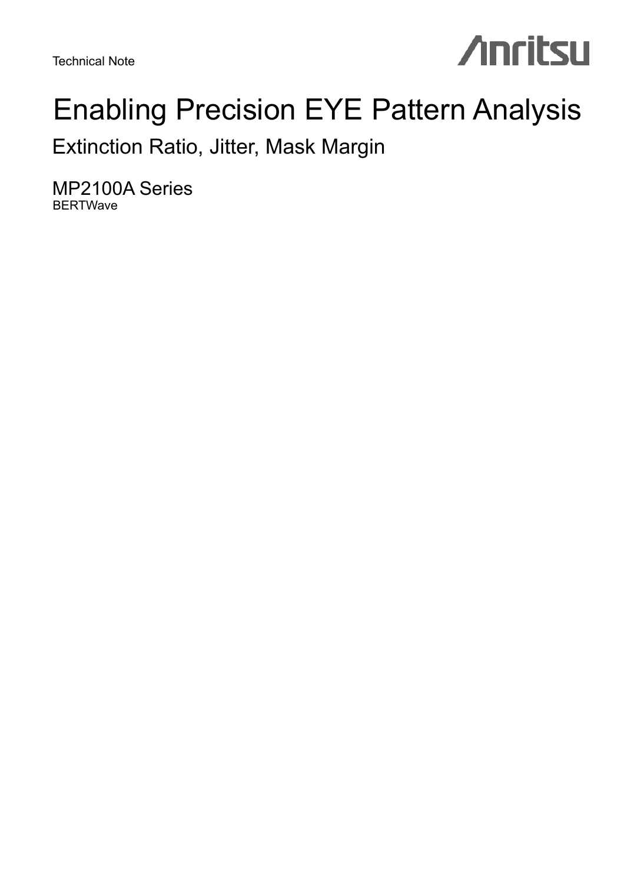Technical Note

Anritsu

# Enabling Precision EYE Pattern Analysis

## Extinction Ratio, Jitter, Mask Margin

MP2100A Series
BERTWave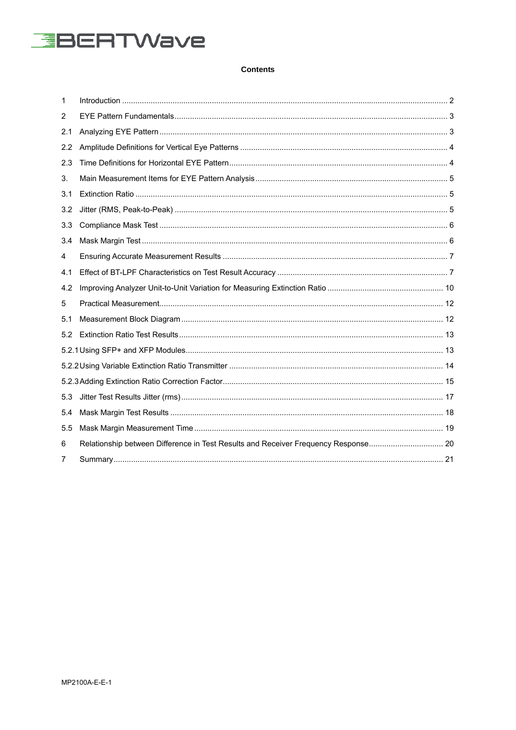**Contents**

| | | |
|---|---|---|
| 1 | Introduction | 2 |
| 2 | EYE Pattern Fundamentals | 3 |
| 2.1 | Analyzing EYE Pattern | 3 |
| 2.2 | Amplitude Definitions for Vertical Eye Patterns | 4 |
| 2.3 | Time Definitions for Horizontal EYE Pattern | 4 |
| 3. | Main Measurement Items for EYE Pattern Analysis | 5 |
| 3.1 | Extinction Ratio | 5 |
| 3.2 | Jitter (RMS, Peak-to-Peak) | 5 |
| 3.3 | Compliance Mask Test | 6 |
| 3.4 | Mask Margin Test | 6 |
| 4 | Ensuring Accurate Measurement Results | 7 |
| 4.1 | Effect of BT-LPF Characteristics on Test Result Accuracy | 7 |
| 4.2 | Improving Analyzer Unit-to-Unit Variation for Measuring Extinction Ratio | 10 |
| 5 | Practical Measurement | 12 |
| 5.1 | Measurement Block Diagram | 12 |
| 5.2 | Extinction Ratio Test Results | 13 |
| 5.2.1 | Using SFP+ and XFP Modules | 13 |
| 5.2.2 | Using Variable Extinction Ratio Transmitter | 14 |
| 5.2.3 | Adding Extinction Ratio Correction Factor | 15 |
| 5.3 | Jitter Test Results Jitter (rms) | 17 |
| 5.4 | Mask Margin Test Results | 18 |
| 5.5 | Mask Margin Measurement Time | 19 |
| 6 | Relationship between Difference in Test Results and Receiver Frequency Response | 20 |
| 7 | Summary | 21 |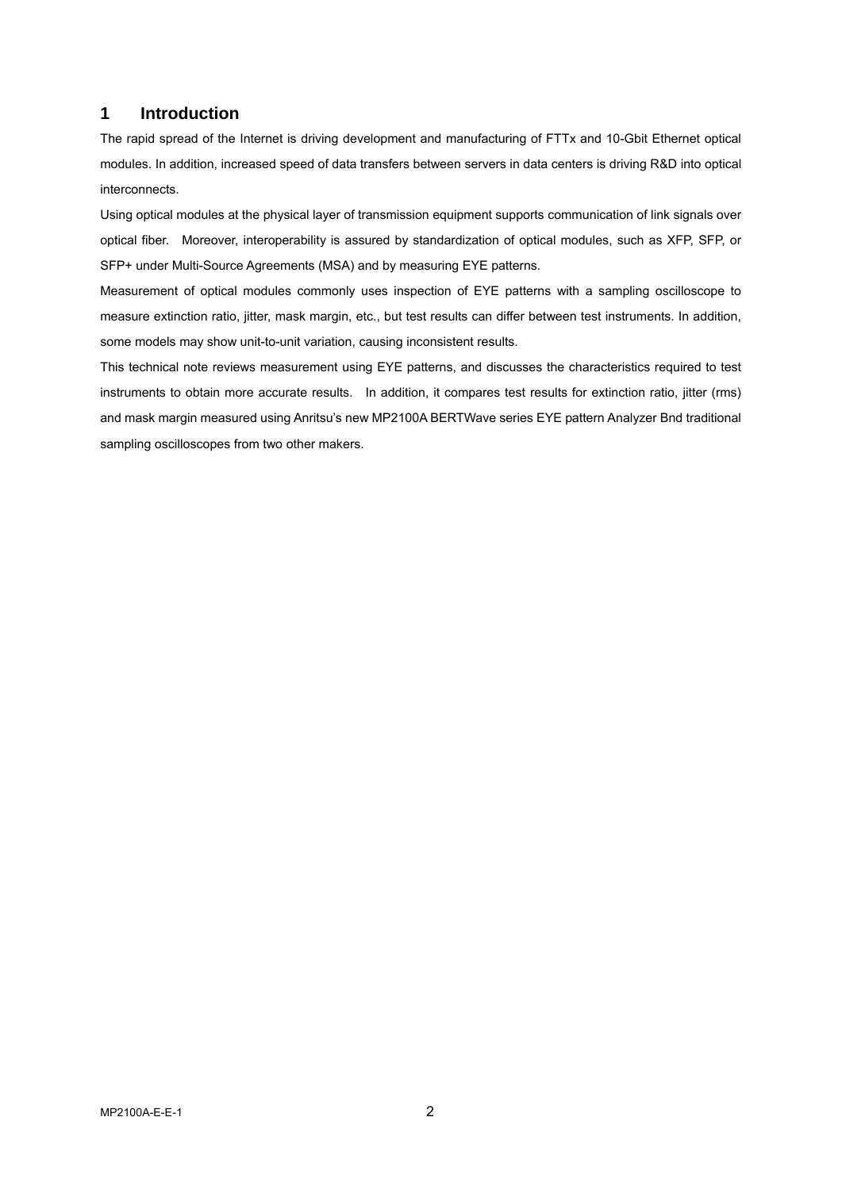# 1 Introduction

The rapid spread of the Internet is driving development and manufacturing of FTTx and 10-Gbit Ethernet optical modules. In addition, increased speed of data transfers between servers in data centers is driving R&D into optical interconnects.

Using optical modules at the physical layer of transmission equipment supports communication of link signals over optical fiber. Moreover, interoperability is assured by standardization of optical modules, such as XFP, SFP, or SFP+ under Multi-Source Agreements (MSA) and by measuring EYE patterns.

Measurement of optical modules commonly uses inspection of EYE patterns with a sampling oscilloscope to measure extinction ratio, jitter, mask margin, etc., but test results can differ between test instruments. In addition, some models may show unit-to-unit variation, causing inconsistent results.

This technical note reviews measurement using EYE patterns, and discusses the characteristics required to test instruments to obtain more accurate results. In addition, it compares test results for extinction ratio, jitter (rms) and mask margin measured using Anritsu's new MP2100A BERTWave series EYE pattern Analyzer Bnd traditional sampling oscilloscopes from two other makers.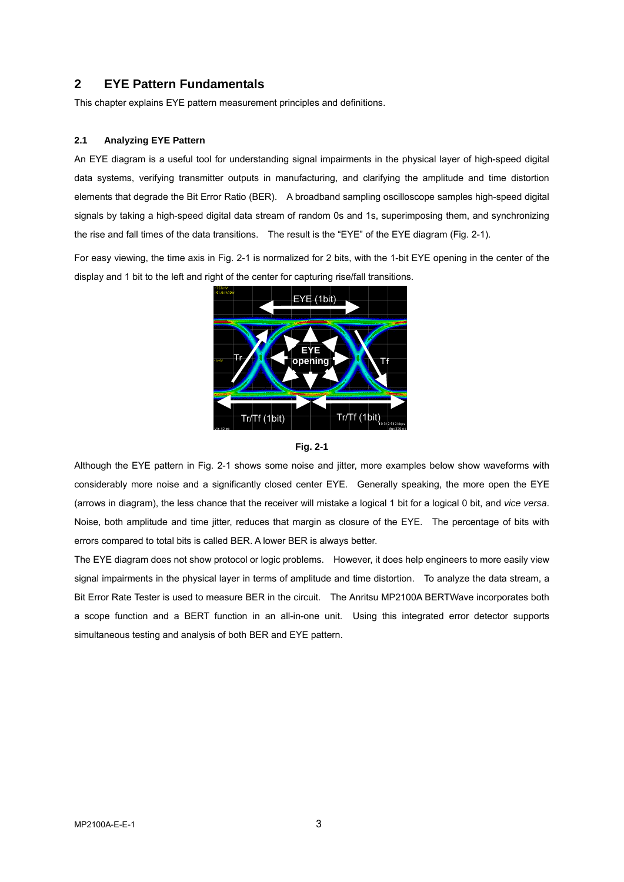# 2 EYE Pattern Fundamentals

This chapter explains EYE pattern measurement principles and definitions.

### 2.1 Analyzing EYE Pattern

An EYE diagram is a useful tool for understanding signal impairments in the physical layer of high-speed digital data systems, verifying transmitter outputs in manufacturing, and clarifying the amplitude and time distortion elements that degrade the Bit Error Ratio (BER). A broadband sampling oscilloscope samples high-speed digital signals by taking a high-speed digital data stream of random 0s and 1s, superimposing them, and synchronizing the rise and fall times of the data transitions. The result is the "EYE" of the EYE diagram (Fig. 2-1).

For easy viewing, the time axis in Fig. 2-1 is normalized for 2 bits, with the 1-bit EYE opening in the center of the display and 1 bit to the left and right of the center for capturing rise/fall transitions.

EYE (1bit)

Tr

EYE opening

Tf

Tr/Tf (1bit)

Tr/Tf (1bit)

**Fig. 2-1**

Although the EYE pattern in Fig. 2-1 shows some noise and jitter, more examples below show waveforms with considerably more noise and a significantly closed center EYE. Generally speaking, the more open the EYE (arrows in diagram), the less chance that the receiver will mistake a logical 1 bit for a logical 0 bit, and *vice versa*. Noise, both amplitude and time jitter, reduces that margin as closure of the EYE. The percentage of bits with errors compared to total bits is called BER. A lower BER is always better.

The EYE diagram does not show protocol or logic problems. However, it does help engineers to more easily view signal impairments in the physical layer in terms of amplitude and time distortion. To analyze the data stream, a Bit Error Rate Tester is used to measure BER in the circuit. The Anritsu MP2100A BERTWave incorporates both a scope function and a BERT function in an all-in-one unit. Using this integrated error detector supports simultaneous testing and analysis of both BER and EYE pattern.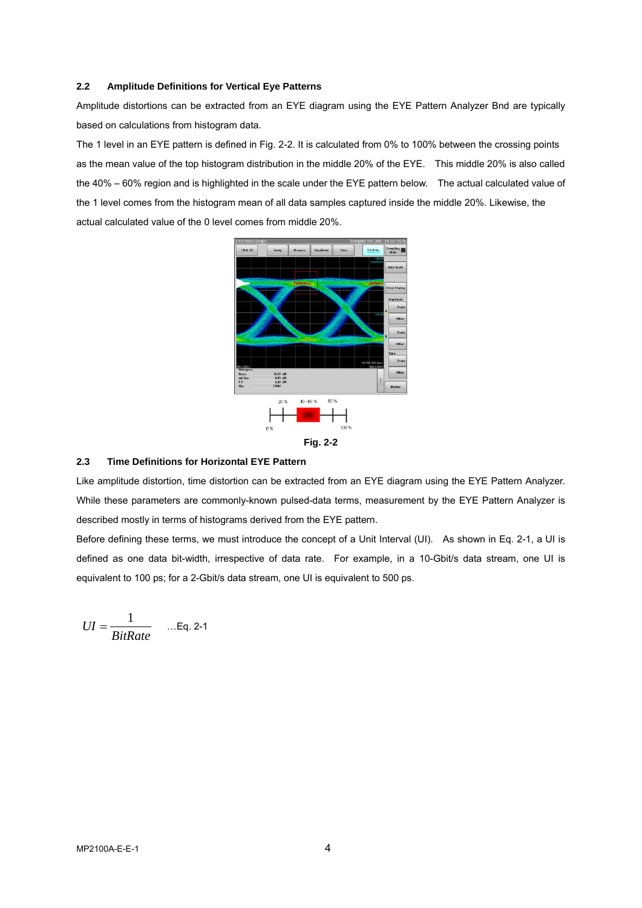### 2.2 Amplitude Definitions for Vertical Eye Patterns

Amplitude distortions can be extracted from an EYE diagram using the EYE Pattern Analyzer Bnd are typically based on calculations from histogram data.

The 1 level in an EYE pattern is defined in Fig. 2-2. It is calculated from 0% to 100% between the crossing points as the mean value of the top histogram distribution in the middle 20% of the EYE. This middle 20% is also called the 40% – 60% region and is highlighted in the scale under the EYE pattern below. The actual calculated value of the 1 level comes from the histogram mean of all data samples captured inside the middle 20%. Likewise, the actual calculated value of the 0 level comes from middle 20%.

20 %
40 - 60 %
80 %
0 %
100 %

**Fig. 2-2**

### 2.3 Time Definitions for Horizontal EYE Pattern

Like amplitude distortion, time distortion can be extracted from an EYE diagram using the EYE Pattern Analyzer. While these parameters are commonly-known pulsed-data terms, measurement by the EYE Pattern Analyzer is described mostly in terms of histograms derived from the EYE pattern.

Before defining these terms, we must introduce the concept of a Unit Interval (UI). As shown in Eq. 2-1, a UI is defined as one data bit-width, irrespective of data rate. For example, in a 10-Gbit/s data stream, one UI is equivalent to 100 ps; for a 2-Gbit/s data stream, one UI is equivalent to 500 ps.

$$UI = \frac{1}{BitRate} \quad \text{...Eq. 2-1}$$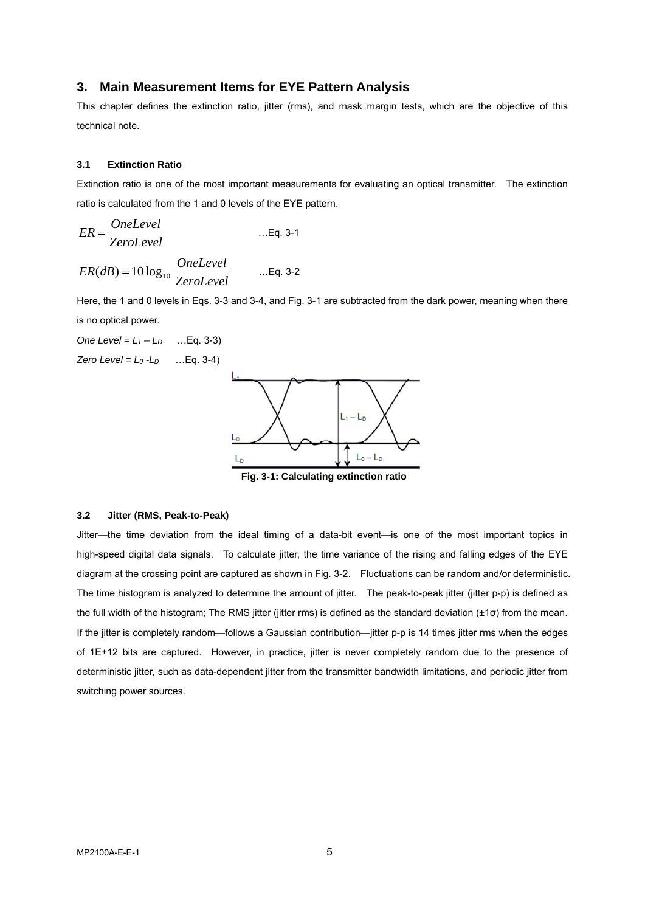## 3. Main Measurement Items for EYE Pattern Analysis

This chapter defines the extinction ratio, jitter (rms), and mask margin tests, which are the objective of this technical note.

### 3.1 Extinction Ratio

Extinction ratio is one of the most important measurements for evaluating an optical transmitter. The extinction ratio is calculated from the 1 and 0 levels of the EYE pattern.

$$ER = \frac{OneLevel}{ZeroLevel} \quad \text{…Eq. 3-1}$$

$$ER(dB) = 10\log_{10}\frac{OneLevel}{ZeroLevel} \quad \text{…Eq. 3-2}$$

Here, the 1 and 0 levels in Eqs. 3-3 and 3-4, and Fig. 3-1 are subtracted from the dark power, meaning when there is no optical power.

*One Level* = $L_1 - L_D$ …Eq. 3-3)

*Zero Level* = $L_0 - L_D$ …Eq. 3-4)

$L_1$

$L_1 - L_D$

$L_0$

$L_D$

$L_0 - L_D$

**Fig. 3-1: Calculating extinction ratio**

### 3.2 Jitter (RMS, Peak-to-Peak)

Jitter—the time deviation from the ideal timing of a data-bit event—is one of the most important topics in high-speed digital data signals. To calculate jitter, the time variance of the rising and falling edges of the EYE diagram at the crossing point are captured as shown in Fig. 3-2. Fluctuations can be random and/or deterministic. The time histogram is analyzed to determine the amount of jitter. The peak-to-peak jitter (jitter p-p) is defined as the full width of the histogram; The RMS jitter (jitter rms) is defined as the standard deviation (±1σ) from the mean. If the jitter is completely random—follows a Gaussian contribution—jitter p-p is 14 times jitter rms when the edges of 1E+12 bits are captured. However, in practice, jitter is never completely random due to the presence of deterministic jitter, such as data-dependent jitter from the transmitter bandwidth limitations, and periodic jitter from switching power sources.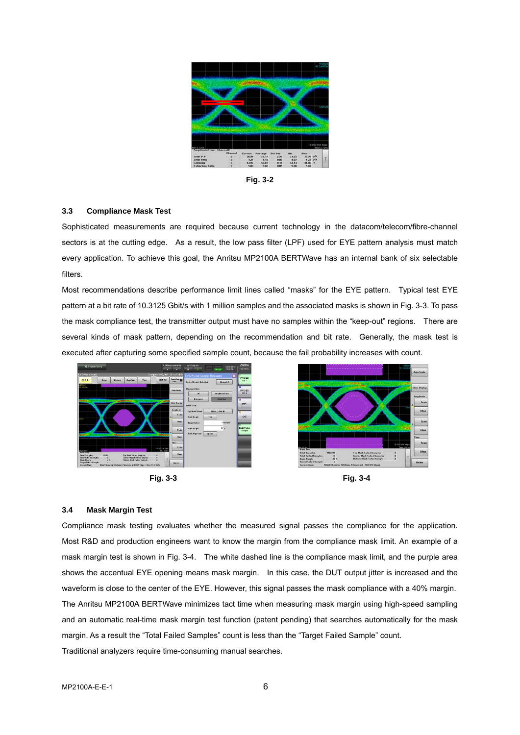Fig. 3-2

### 3.3 Compliance Mask Test

Sophisticated measurements are required because current technology in the datacom/telecom/fibre-channel sectors is at the cutting edge. As a result, the low pass filter (LPF) used for EYE pattern analysis must match every application. To achieve this goal, the Anritsu MP2100A BERTWave has an internal bank of six selectable filters.

Most recommendations describe performance limit lines called "masks" for the EYE pattern. Typical test EYE pattern at a bit rate of 10.3125 Gbit/s with 1 million samples and the associated masks is shown in Fig. 3-3. To pass the mask compliance test, the transmitter output must have no samples within the "keep-out" regions. There are several kinds of mask pattern, depending on the recommendation and bit rate. Generally, the mask test is executed after capturing some specified sample count, because the fail probability increases with count.

Fig. 3-3

Fig. 3-4

### 3.4 Mask Margin Test

Compliance mask testing evaluates whether the measured signal passes the compliance for the application. Most R&D and production engineers want to know the margin from the compliance mask limit. An example of a mask margin test is shown in Fig. 3-4. The white dashed line is the compliance mask limit, and the purple area shows the accentual EYE opening means mask margin. In this case, the DUT output jitter is increased and the waveform is close to the center of the EYE. However, this signal passes the mask compliance with a 40% margin. The Anritsu MP2100A BERTWave minimizes tact time when measuring mask margin using high-speed sampling and an automatic real-time mask margin test function (patent pending) that searches automatically for the mask margin. As a result the "Total Failed Samples" count is less than the "Target Failed Sample" count.

Traditional analyzers require time-consuming manual searches.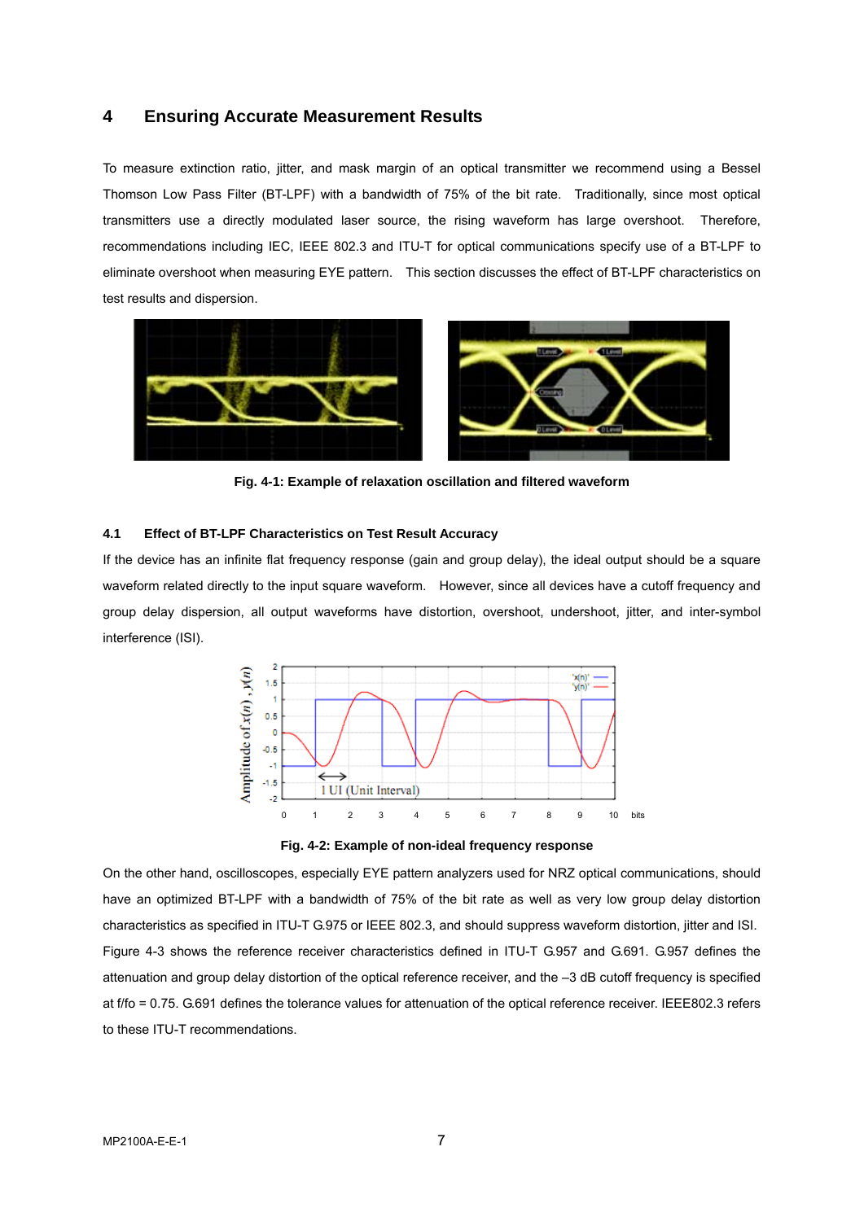# 4 Ensuring Accurate Measurement Results

To measure extinction ratio, jitter, and mask margin of an optical transmitter we recommend using a Bessel Thomson Low Pass Filter (BT-LPF) with a bandwidth of 75% of the bit rate. Traditionally, since most optical transmitters use a directly modulated laser source, the rising waveform has large overshoot. Therefore, recommendations including IEC, IEEE 802.3 and ITU-T for optical communications specify use of a BT-LPF to eliminate overshoot when measuring EYE pattern. This section discusses the effect of BT-LPF characteristics on test results and dispersion.

1 Level
1 Level
Crossing
0 Level
0 Level

**Fig. 4-1: Example of relaxation oscillation and filtered waveform**

## 4.1 Effect of BT-LPF Characteristics on Test Result Accuracy

If the device has an infinite flat frequency response (gain and group delay), the ideal output should be a square waveform related directly to the input square waveform. However, since all devices have a cutoff frequency and group delay dispersion, all output waveforms have distortion, overshoot, undershoot, jitter, and inter-symbol interference (ISI).

Amplitude of x(n), y(n)
2
1.5
1
0.5
0
-0.5
-1
-1.5
-2
'x(n)'
'y(n)'
1 UI (Unit Interval)
0 1 2 3 4 5 6 7 8 9 10 bits

**Fig. 4-2: Example of non-ideal frequency response**

On the other hand, oscilloscopes, especially EYE pattern analyzers used for NRZ optical communications, should have an optimized BT-LPF with a bandwidth of 75% of the bit rate as well as very low group delay distortion characteristics as specified in ITU-T G.975 or IEEE 802.3, and should suppress waveform distortion, jitter and ISI. Figure 4-3 shows the reference receiver characteristics defined in ITU-T G.957 and G.691. G.957 defines the attenuation and group delay distortion of the optical reference receiver, and the –3 dB cutoff frequency is specified at f/fo = 0.75. G.691 defines the tolerance values for attenuation of the optical reference receiver. IEEE802.3 refers to these ITU-T recommendations.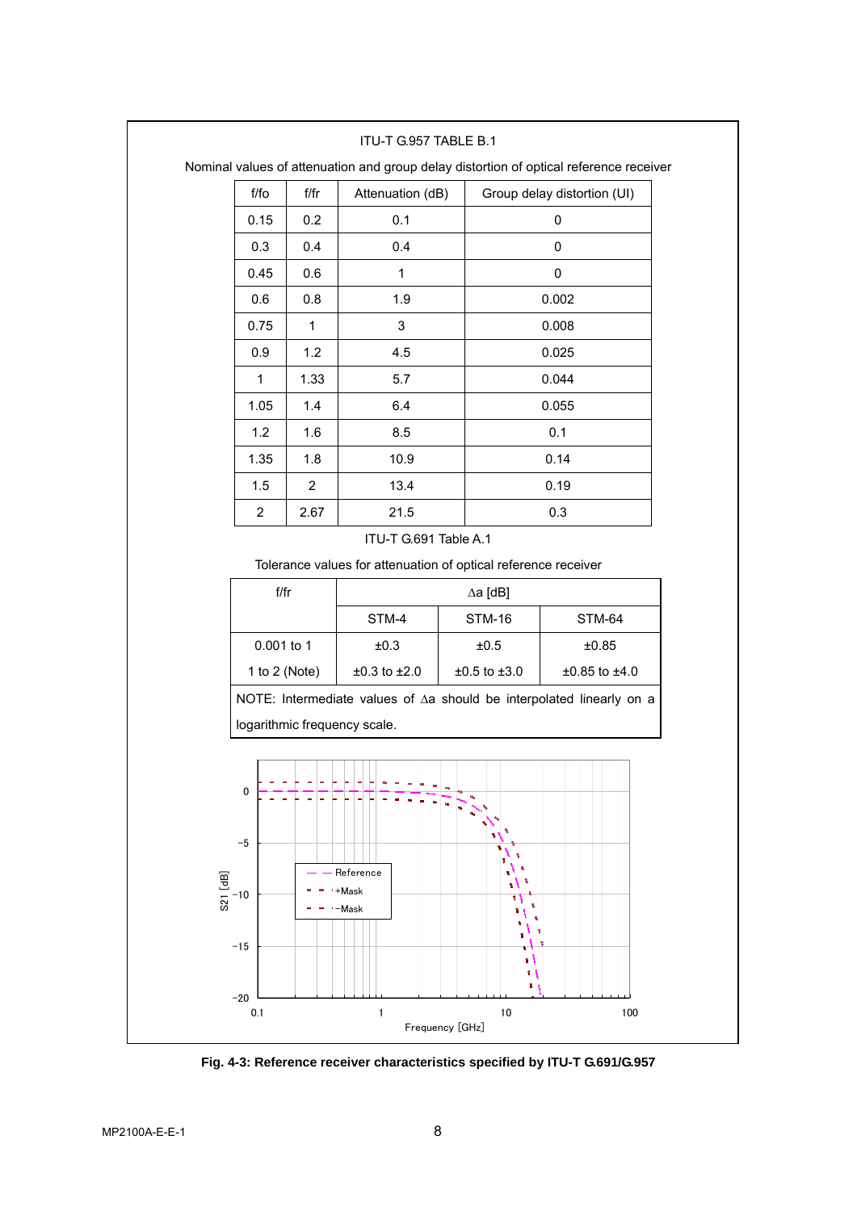ITU-T G.957 TABLE B.1

Nominal values of attenuation and group delay distortion of optical reference receiver

| f/fo | f/fr | Attenuation (dB) | Group delay distortion (UI) |
|---|---|---|---|
| 0.15 | 0.2 | 0.1 | 0 |
| 0.3 | 0.4 | 0.4 | 0 |
| 0.45 | 0.6 | 1 | 0 |
| 0.6 | 0.8 | 1.9 | 0.002 |
| 0.75 | 1 | 3 | 0.008 |
| 0.9 | 1.2 | 4.5 | 0.025 |
| 1 | 1.33 | 5.7 | 0.044 |
| 1.05 | 1.4 | 6.4 | 0.055 |
| 1.2 | 1.6 | 8.5 | 0.1 |
| 1.35 | 1.8 | 10.9 | 0.14 |
| 1.5 | 2 | 13.4 | 0.19 |
| 2 | 2.67 | 21.5 | 0.3 |

ITU-T G.691 Table A.1

Tolerance values for attenuation of optical reference receiver

| f/fr | $\Delta$a [dB] | | |
|---|---|---|---|
| | STM-4 | STM-16 | STM-64 |
| 0.001 to 1 | ±0.3 | ±0.5 | ±0.85 |
| 1 to 2 (Note) | ±0.3 to ±2.0 | ±0.5 to ±3.0 | ±0.85 to ±4.0 |

NOTE: Intermediate values of $\Delta$a should be interpolated linearly on a logarithmic frequency scale.

0
−5
−10
−15
−20
S21 [dB]
0.1
1
10
100
Frequency [GHz]
Reference
+Mask
−Mask

**Fig. 4-3: Reference receiver characteristics specified by ITU-T G.691/G.957**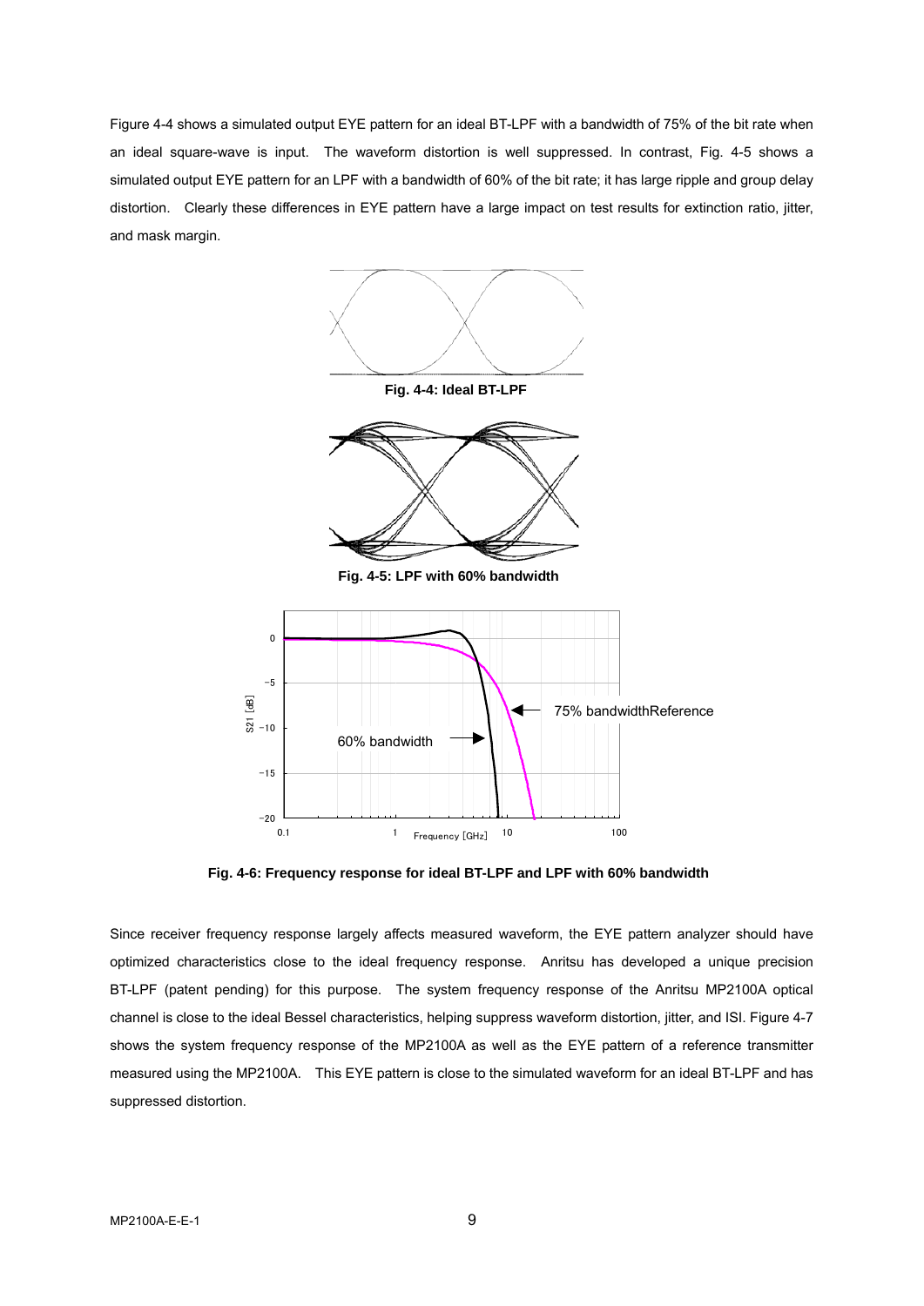Figure 4-4 shows a simulated output EYE pattern for an ideal BT-LPF with a bandwidth of 75% of the bit rate when an ideal square-wave is input. The waveform distortion is well suppressed. In contrast, Fig. 4-5 shows a simulated output EYE pattern for an LPF with a bandwidth of 60% of the bit rate; it has large ripple and group delay distortion. Clearly these differences in EYE pattern have a large impact on test results for extinction ratio, jitter, and mask margin.

**Fig. 4-4: Ideal BT-LPF**

**Fig. 4-5: LPF with 60% bandwidth**

0
−5
−10
−15
−20
S21 [dB]
0.1
1
10
100
Frequency [GHz]
75% bandwidthReference
60% bandwidth

**Fig. 4-6: Frequency response for ideal BT-LPF and LPF with 60% bandwidth**

Since receiver frequency response largely affects measured waveform, the EYE pattern analyzer should have optimized characteristics close to the ideal frequency response. Anritsu has developed a unique precision BT-LPF (patent pending) for this purpose. The system frequency response of the Anritsu MP2100A optical channel is close to the ideal Bessel characteristics, helping suppress waveform distortion, jitter, and ISI. Figure 4-7 shows the system frequency response of the MP2100A as well as the EYE pattern of a reference transmitter measured using the MP2100A. This EYE pattern is close to the simulated waveform for an ideal BT-LPF and has suppressed distortion.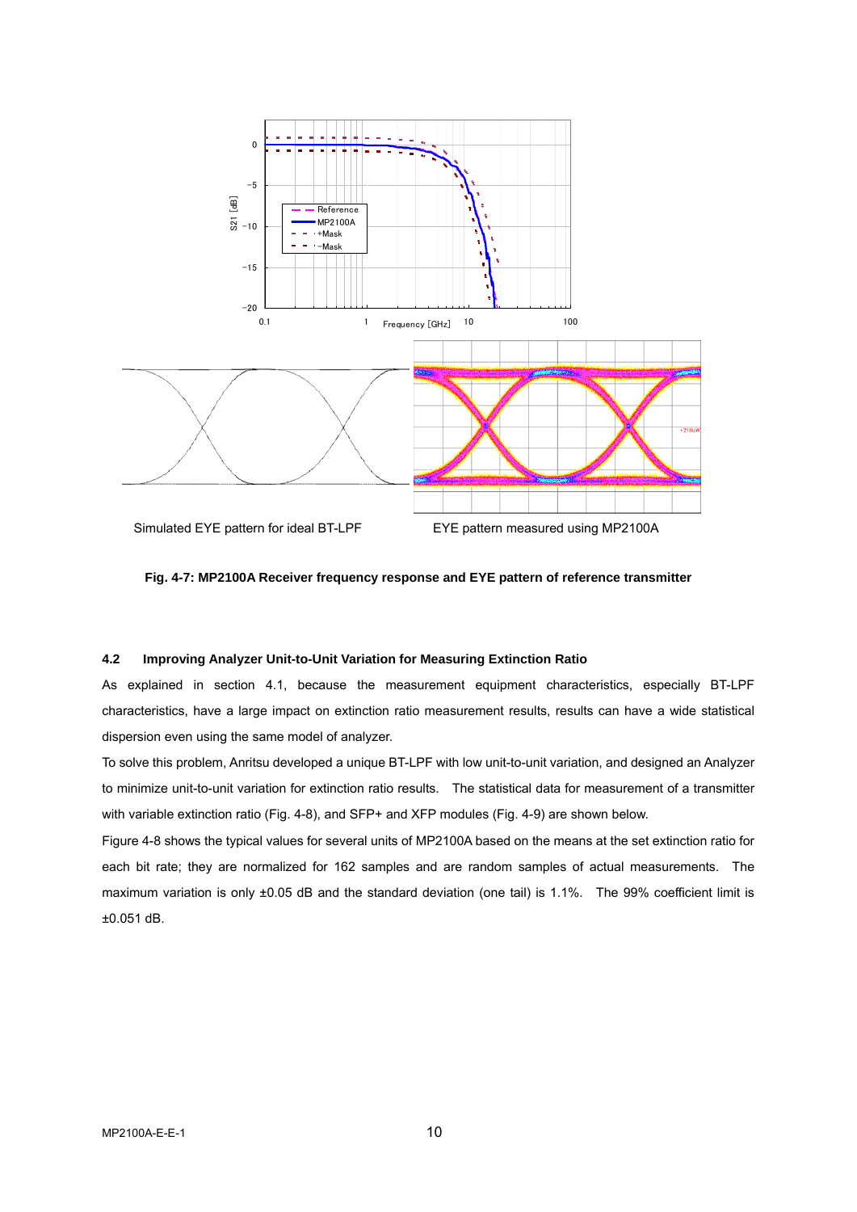0
−5
−10
−15
−20
S21 [dB]
0.1
1
10
100
Frequency [GHz]
Reference
MP2100A
+Mask
−Mask

+218uW

Simulated EYE pattern for ideal BT-LPF

EYE pattern measured using MP2100A

**Fig. 4-7: MP2100A Receiver frequency response and EYE pattern of reference transmitter**

### 4.2 Improving Analyzer Unit-to-Unit Variation for Measuring Extinction Ratio

As explained in section 4.1, because the measurement equipment characteristics, especially BT-LPF characteristics, have a large impact on extinction ratio measurement results, results can have a wide statistical dispersion even using the same model of analyzer.

To solve this problem, Anritsu developed a unique BT-LPF with low unit-to-unit variation, and designed an Analyzer to minimize unit-to-unit variation for extinction ratio results. The statistical data for measurement of a transmitter with variable extinction ratio (Fig. 4-8), and SFP+ and XFP modules (Fig. 4-9) are shown below.

Figure 4-8 shows the typical values for several units of MP2100A based on the means at the set extinction ratio for each bit rate; they are normalized for 162 samples and are random samples of actual measurements. The maximum variation is only ±0.05 dB and the standard deviation (one tail) is 1.1%. The 99% coefficient limit is ±0.051 dB.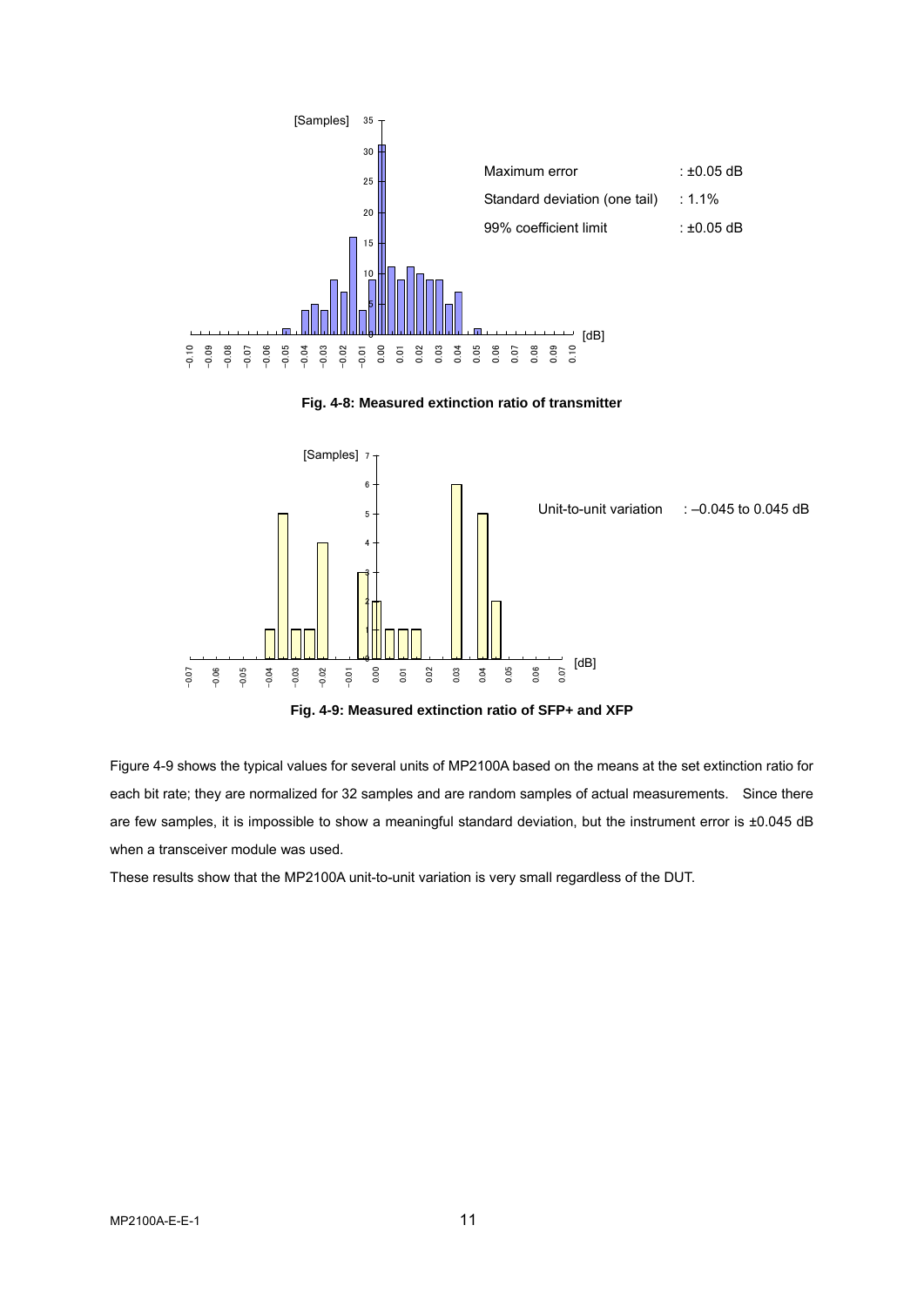[Samples]

35

30

25

20

15

10

5

0

−0.10 −0.09 −0.08 −0.07 −0.06 −0.05 −0.04 −0.03 −0.02 −0.01 0.00 0.01 0.02 0.03 0.04 0.05 0.06 0.07 0.08 0.09 0.10

[dB]

Maximum error : ±0.05 dB

Standard deviation (one tail) : 1.1%

99% coefficient limit : ±0.05 dB

**Fig. 4-8: Measured extinction ratio of transmitter**

[Samples]

7

6

5

4

3

2

1

0

−0.07 −0.06 −0.05 −0.04 −0.03 −0.02 −0.01 0.00 0.01 0.02 0.03 0.04 0.05 0.06 0.07

[dB]

Unit-to-unit variation : –0.045 to 0.045 dB

**Fig. 4-9: Measured extinction ratio of SFP+ and XFP**

Figure 4-9 shows the typical values for several units of MP2100A based on the means at the set extinction ratio for each bit rate; they are normalized for 32 samples and are random samples of actual measurements. Since there are few samples, it is impossible to show a meaningful standard deviation, but the instrument error is ±0.045 dB when a transceiver module was used.

These results show that the MP2100A unit-to-unit variation is very small regardless of the DUT.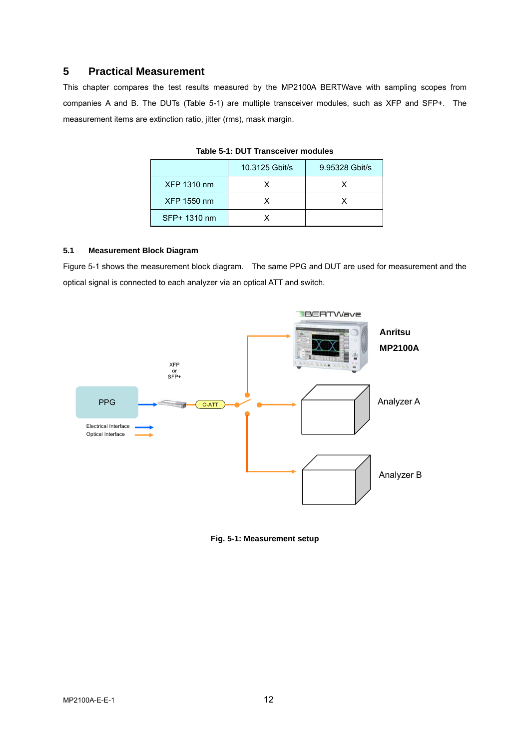# 5 Practical Measurement

This chapter compares the test results measured by the MP2100A BERTWave with sampling scopes from companies A and B. The DUTs (Table 5-1) are multiple transceiver modules, such as XFP and SFP+. The measurement items are extinction ratio, jitter (rms), mask margin.

**Table 5-1: DUT Transceiver modules**

| | 10.3125 Gbit/s | 9.95328 Gbit/s |
|---|---|---|
| XFP 1310 nm | X | X |
| XFP 1550 nm | X | X |
| SFP+ 1310 nm | X | |

## 5.1 Measurement Block Diagram

Figure 5-1 shows the measurement block diagram. The same PPG and DUT are used for measurement and the optical signal is connected to each analyzer via an optical ATT and switch.

BERTWave

Anritsu MP2100A

XFP or SFP+

PPG

O-ATT

Analyzer A

Analyzer B

Electrical Interface

Optical Interface

**Fig. 5-1: Measurement setup**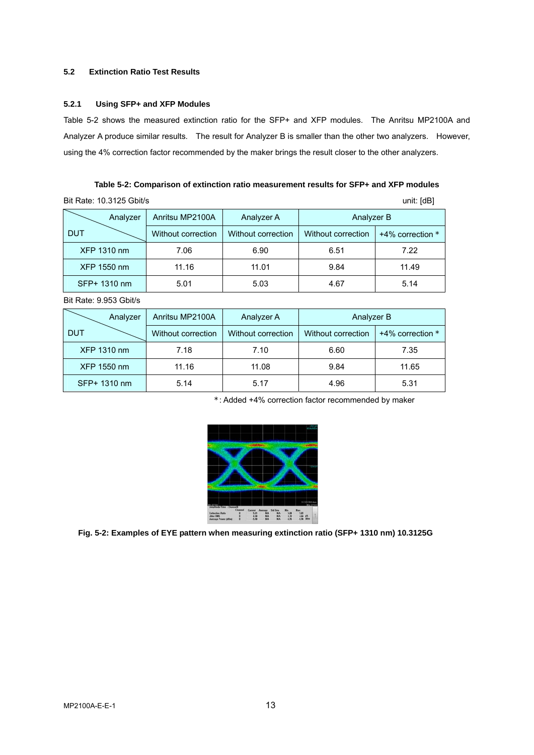### 5.2 Extinction Ratio Test Results

#### 5.2.1 Using SFP+ and XFP Modules

Table 5-2 shows the measured extinction ratio for the SFP+ and XFP modules. The Anritsu MP2100A and Analyzer A produce similar results. The result for Analyzer B is smaller than the other two analyzers. However, using the 4% correction factor recommended by the maker brings the result closer to the other analyzers.

**Table 5-2: Comparison of extinction ratio measurement results for SFP+ and XFP modules**

Bit Rate: 10.3125 Gbit/s unit: [dB]

| Analyzer / DUT | Anritsu MP2100A | Analyzer A | Analyzer B | |
|---|---|---|---|---|
| | Without correction | Without correction | Without correction | +4% correction * |
| XFP 1310 nm | 7.06 | 6.90 | 6.51 | 7.22 |
| XFP 1550 nm | 11.16 | 11.01 | 9.84 | 11.49 |
| SFP+ 1310 nm | 5.01 | 5.03 | 4.67 | 5.14 |

Bit Rate: 9.953 Gbit/s

| Analyzer / DUT | Anritsu MP2100A | Analyzer A | Analyzer B | |
|---|---|---|---|---|
| | Without correction | Without correction | Without correction | +4% correction * |
| XFP 1310 nm | 7.18 | 7.10 | 6.60 | 7.35 |
| XFP 1550 nm | 11.16 | 11.08 | 9.84 | 11.65 |
| SFP+ 1310 nm | 5.14 | 5.17 | 4.96 | 5.31 |

*: Added +4% correction factor recommended by maker

**Fig. 5-2: Examples of EYE pattern when measuring extinction ratio (SFP+ 1310 nm) 10.3125G**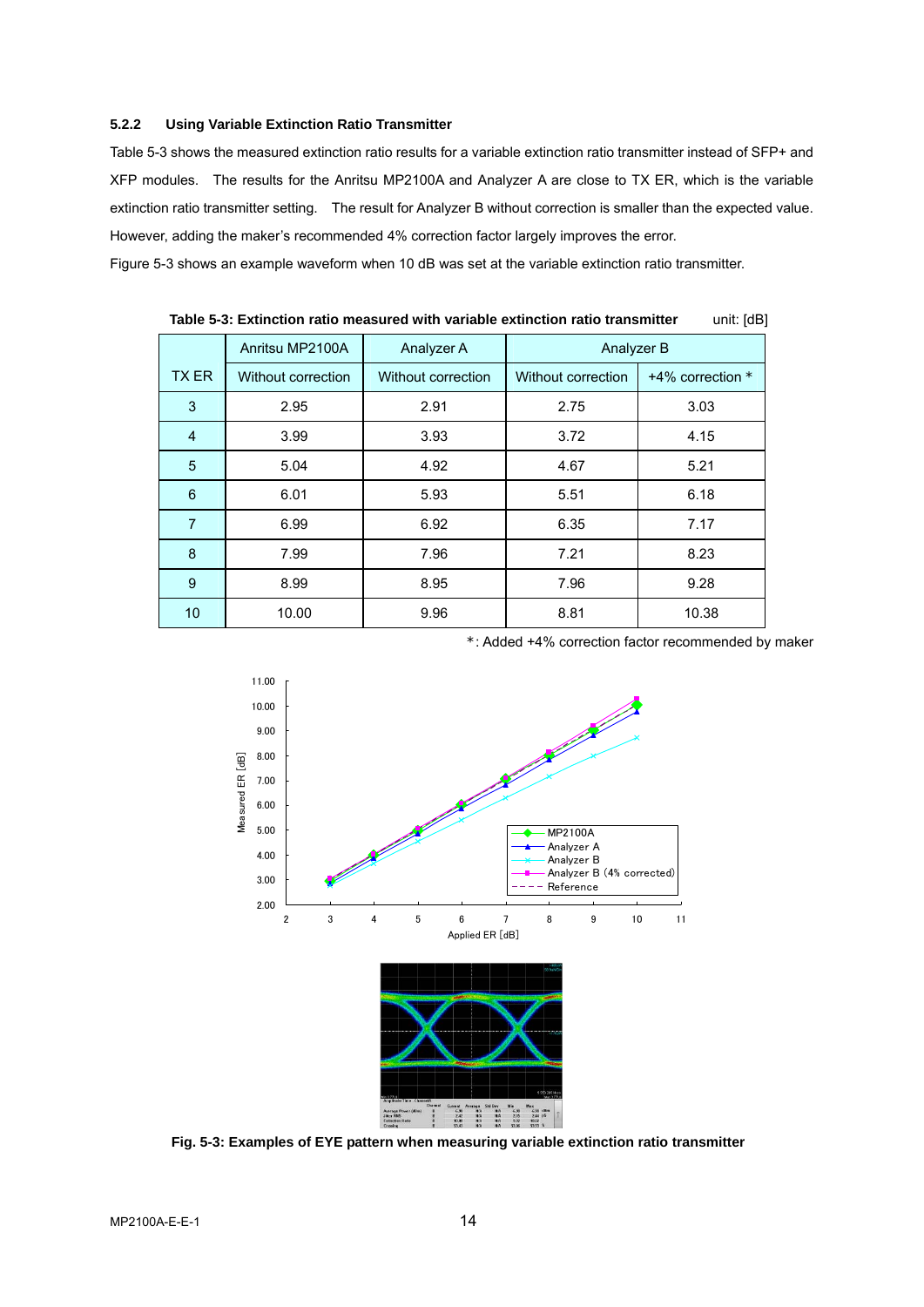### 5.2.2 Using Variable Extinction Ratio Transmitter

Table 5-3 shows the measured extinction ratio results for a variable extinction ratio transmitter instead of SFP+ and XFP modules. The results for the Anritsu MP2100A and Analyzer A are close to TX ER, which is the variable extinction ratio transmitter setting. The result for Analyzer B without correction is smaller than the expected value. However, adding the maker's recommended 4% correction factor largely improves the error.

Figure 5-3 shows an example waveform when 10 dB was set at the variable extinction ratio transmitter.

**Table 5-3: Extinction ratio measured with variable extinction ratio transmitter** unit: [dB]

| TX ER | Anritsu MP2100A | Analyzer A | Analyzer B | |
|---|---|---|---|---|
| | Without correction | Without correction | Without correction | +4% correction * |
| 3 | 2.95 | 2.91 | 2.75 | 3.03 |
| 4 | 3.99 | 3.93 | 3.72 | 4.15 |
| 5 | 5.04 | 4.92 | 4.67 | 5.21 |
| 6 | 6.01 | 5.93 | 5.51 | 6.18 |
| 7 | 6.99 | 6.92 | 6.35 | 7.17 |
| 8 | 7.99 | 7.96 | 7.21 | 8.23 |
| 9 | 8.99 | 8.95 | 7.96 | 9.28 |
| 10 | 10.00 | 9.96 | 8.81 | 10.38 |

*: Added +4% correction factor recommended by maker

Measured ER [dB]
11.00
10.00
9.00
8.00
7.00
6.00
5.00
4.00
3.00
2.00
2 3 4 5 6 7 8 9 10 11
Applied ER [dB]
MP2100A
Analyzer A
Analyzer B
Analyzer B (4% corrected)
Reference

**Fig. 5-3: Examples of EYE pattern when measuring variable extinction ratio transmitter**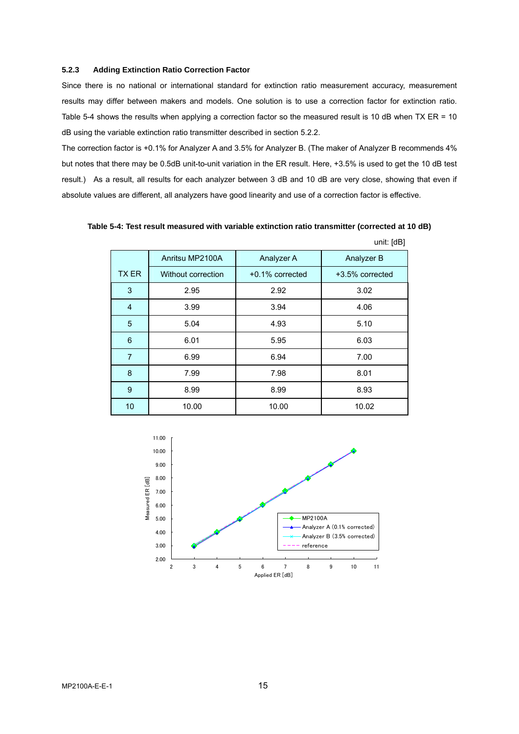### 5.2.3 Adding Extinction Ratio Correction Factor

Since there is no national or international standard for extinction ratio measurement accuracy, measurement results may differ between makers and models. One solution is to use a correction factor for extinction ratio. Table 5-4 shows the results when applying a correction factor so the measured result is 10 dB when TX ER = 10 dB using the variable extinction ratio transmitter described in section 5.2.2.

The correction factor is +0.1% for Analyzer A and 3.5% for Analyzer B. (The maker of Analyzer B recommends 4% but notes that there may be 0.5dB unit-to-unit variation in the ER result. Here, +3.5% is used to get the 10 dB test result.) As a result, all results for each analyzer between 3 dB and 10 dB are very close, showing that even if absolute values are different, all analyzers have good linearity and use of a correction factor is effective.

**Table 5-4: Test result measured with variable extinction ratio transmitter (corrected at 10 dB)**

unit: [dB]

| TX ER | Anritsu MP2100A | Analyzer A | Analyzer B |
|---|---|---|---|
| | Without correction | +0.1% corrected | +3.5% corrected |
| 3 | 2.95 | 2.92 | 3.02 |
| 4 | 3.99 | 3.94 | 4.06 |
| 5 | 5.04 | 4.93 | 5.10 |
| 6 | 6.01 | 5.95 | 6.03 |
| 7 | 6.99 | 6.94 | 7.00 |
| 8 | 7.99 | 7.98 | 8.01 |
| 9 | 8.99 | 8.99 | 8.93 |
| 10 | 10.00 | 10.00 | 10.02 |

Measured ER [dB]
11.00
10.00
9.00
8.00
7.00
6.00
5.00
4.00
3.00
2.00

Applied ER [dB]
2 3 4 5 6 7 8 9 10 11

MP2100A
Analyzer A (0.1% corrected)
Analyzer B (3.5% corrected)
reference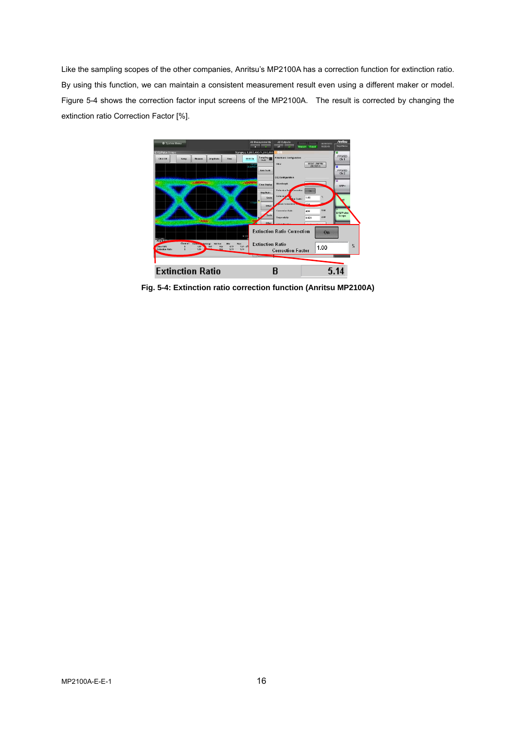Like the sampling scopes of the other companies, Anritsu's MP2100A has a correction function for extinction ratio. By using this function, we can maintain a consistent measurement result even using a different maker or model. Figure 5-4 shows the correction factor input screens of the MP2100A. The result is corrected by changing the extinction ratio Correction Factor [%].

Extinction Ratio Correction On

Extinction Ratio Correction Factor 1.00 %

Extinction Ratio B 5.14

**Fig. 5-4: Extinction ratio correction function (Anritsu MP2100A)**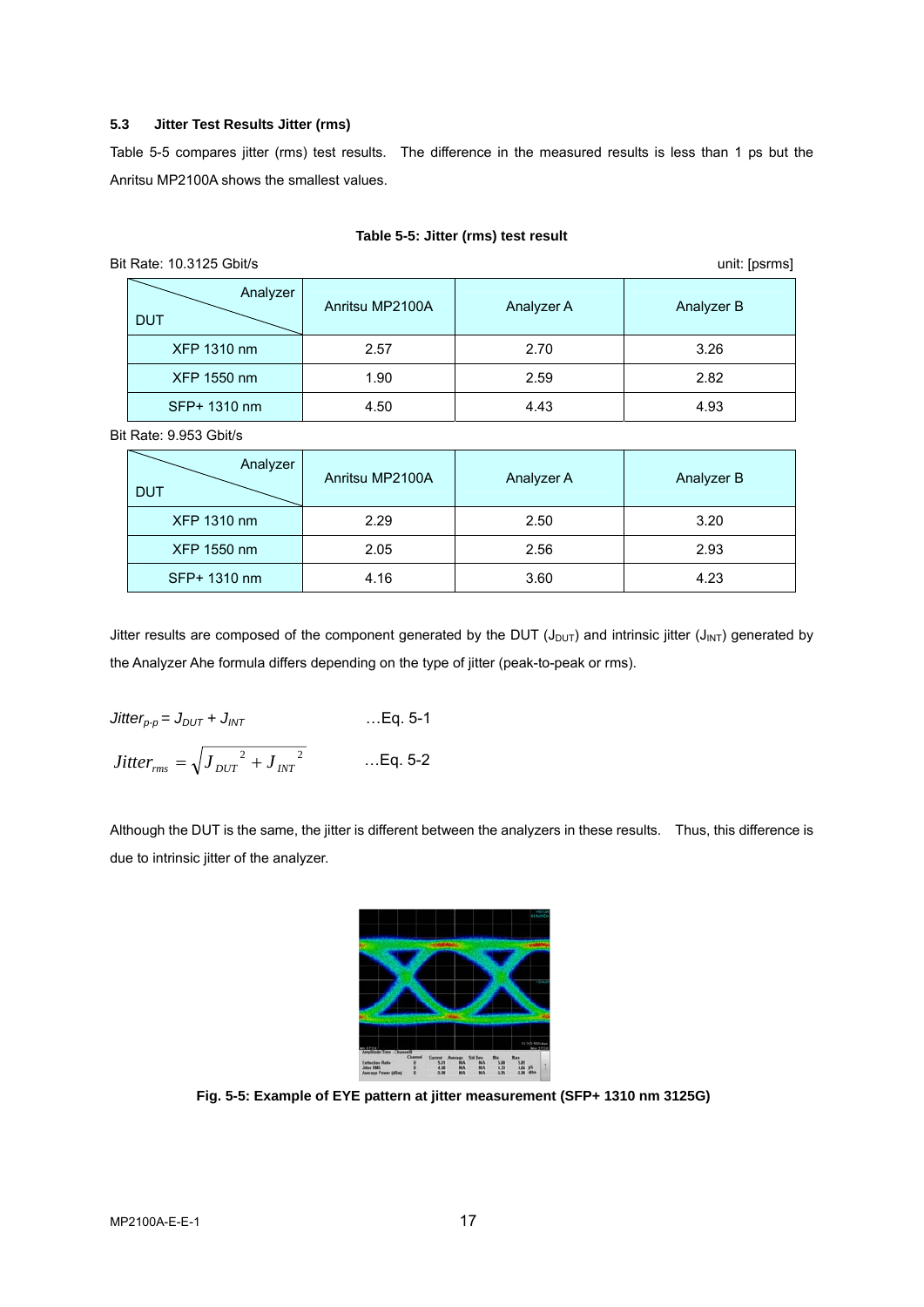### 5.3 Jitter Test Results Jitter (rms)

Table 5-5 compares jitter (rms) test results. The difference in the measured results is less than 1 ps but the Anritsu MP2100A shows the smallest values.

**Table 5-5: Jitter (rms) test result**

Bit Rate: 10.3125 Gbit/s

unit: [psrms]

| DUT \ Analyzer | Anritsu MP2100A | Analyzer A | Analyzer B |
|---|---|---|---|
| XFP 1310 nm | 2.57 | 2.70 | 3.26 |
| XFP 1550 nm | 1.90 | 2.59 | 2.82 |
| SFP+ 1310 nm | 4.50 | 4.43 | 4.93 |

Bit Rate: 9.953 Gbit/s

| DUT \ Analyzer | Anritsu MP2100A | Analyzer A | Analyzer B |
|---|---|---|---|
| XFP 1310 nm | 2.29 | 2.50 | 3.20 |
| XFP 1550 nm | 2.05 | 2.56 | 2.93 |
| SFP+ 1310 nm | 4.16 | 3.60 | 4.23 |

Jitter results are composed of the component generated by the DUT ($J_{DUT}$) and intrinsic jitter ($J_{INT}$) generated by the Analyzer Ahe formula differs depending on the type of jitter (peak-to-peak or rms).

$$Jitter_{p\text{-}p} = J_{DUT} + J_{INT} \quad \text{…Eq. 5-1}$$

$$Jitter_{rms} = \sqrt{{J_{DUT}}^2 + {J_{INT}}^2} \quad \text{…Eq. 5-2}$$

Although the DUT is the same, the jitter is different between the analyzers in these results. Thus, this difference is due to intrinsic jitter of the analyzer.

**Fig. 5-5: Example of EYE pattern at jitter measurement (SFP+ 1310 nm 3125G)**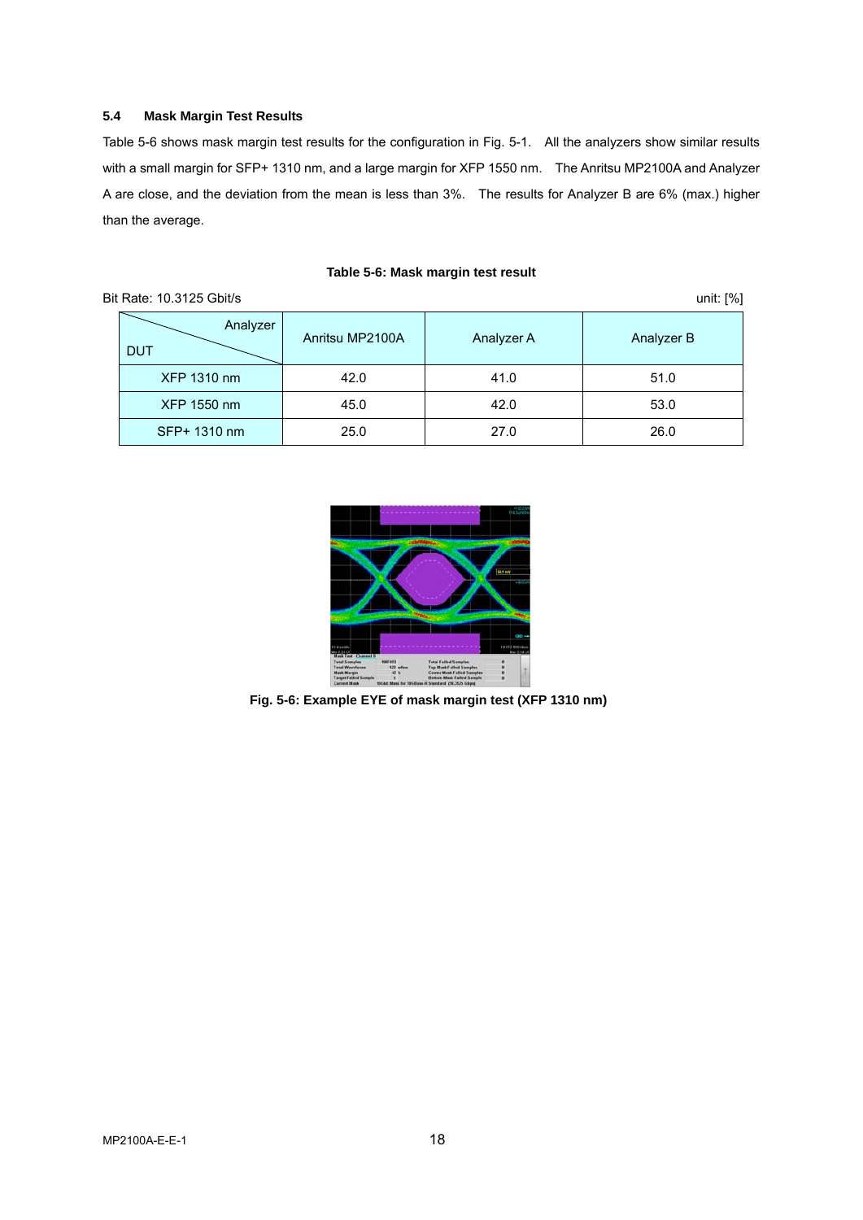### 5.4 Mask Margin Test Results

Table 5-6 shows mask margin test results for the configuration in Fig. 5-1. All the analyzers show similar results with a small margin for SFP+ 1310 nm, and a large margin for XFP 1550 nm. The Anritsu MP2100A and Analyzer A are close, and the deviation from the mean is less than 3%. The results for Analyzer B are 6% (max.) higher than the average.

**Table 5-6: Mask margin test result**

Bit Rate: 10.3125 Gbit/s unit: [%]

| DUT \ Analyzer | Anritsu MP2100A | Analyzer A | Analyzer B |
|---|---|---|---|
| XFP 1310 nm | 42.0 | 41.0 | 51.0 |
| XFP 1550 nm | 45.0 | 42.0 | 53.0 |
| SFP+ 1310 nm | 25.0 | 27.0 | 26.0 |

**Fig. 5-6: Example EYE of mask margin test (XFP 1310 nm)**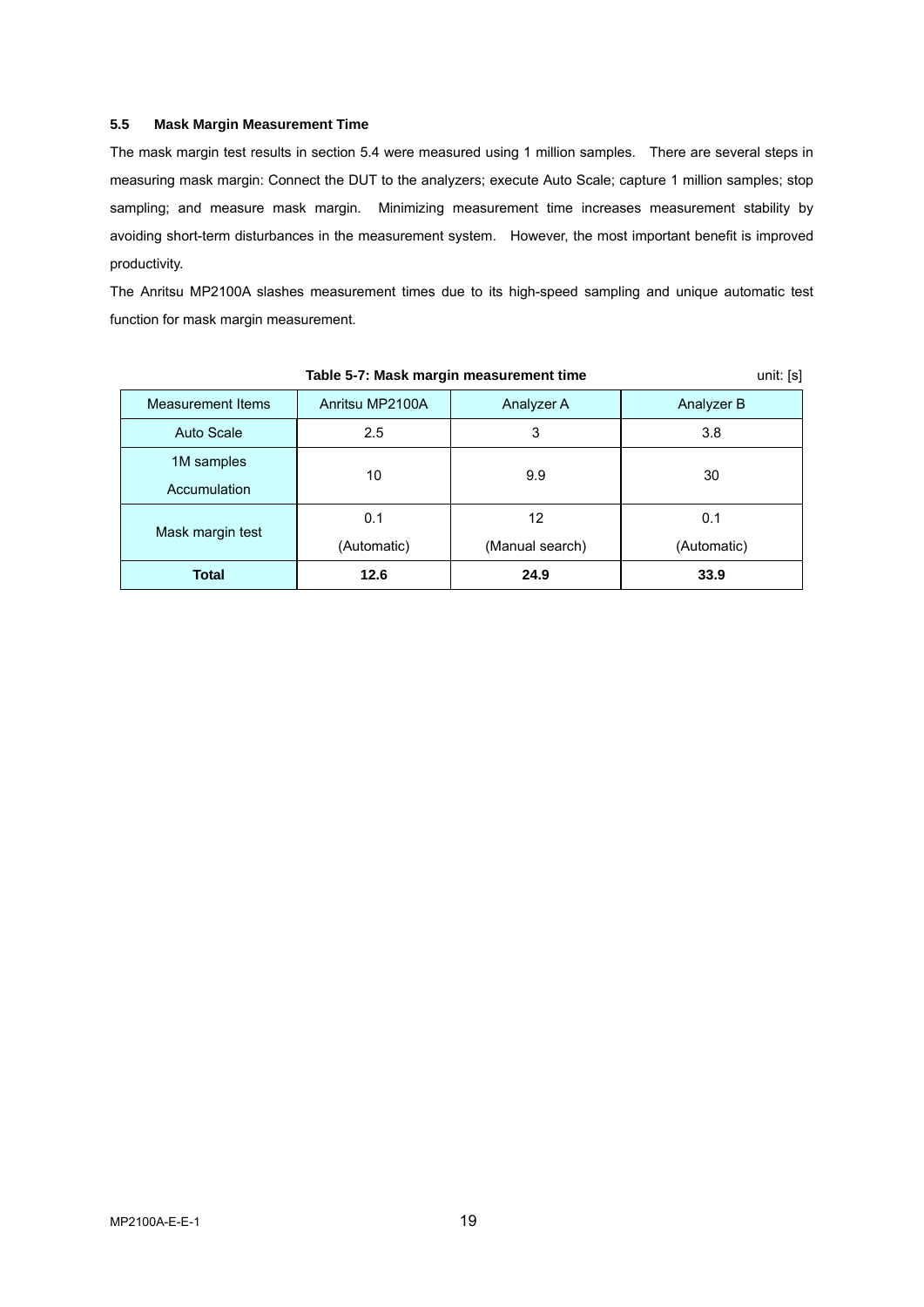### 5.5 Mask Margin Measurement Time

The mask margin test results in section 5.4 were measured using 1 million samples. There are several steps in measuring mask margin: Connect the DUT to the analyzers; execute Auto Scale; capture 1 million samples; stop sampling; and measure mask margin. Minimizing measurement time increases measurement stability by avoiding short-term disturbances in the measurement system. However, the most important benefit is improved productivity.

The Anritsu MP2100A slashes measurement times due to its high-speed sampling and unique automatic test function for mask margin measurement.

**Table 5-7: Mask margin measurement time**

unit: [s]

| Measurement Items | Anritsu MP2100A | Analyzer A | Analyzer B |
|---|---|---|---|
| Auto Scale | 2.5 | 3 | 3.8 |
| 1M samples Accumulation | 10 | 9.9 | 30 |
| Mask margin test | 0.1 (Automatic) | 12 (Manual search) | 0.1 (Automatic) |
| **Total** | **12.6** | **24.9** | **33.9** |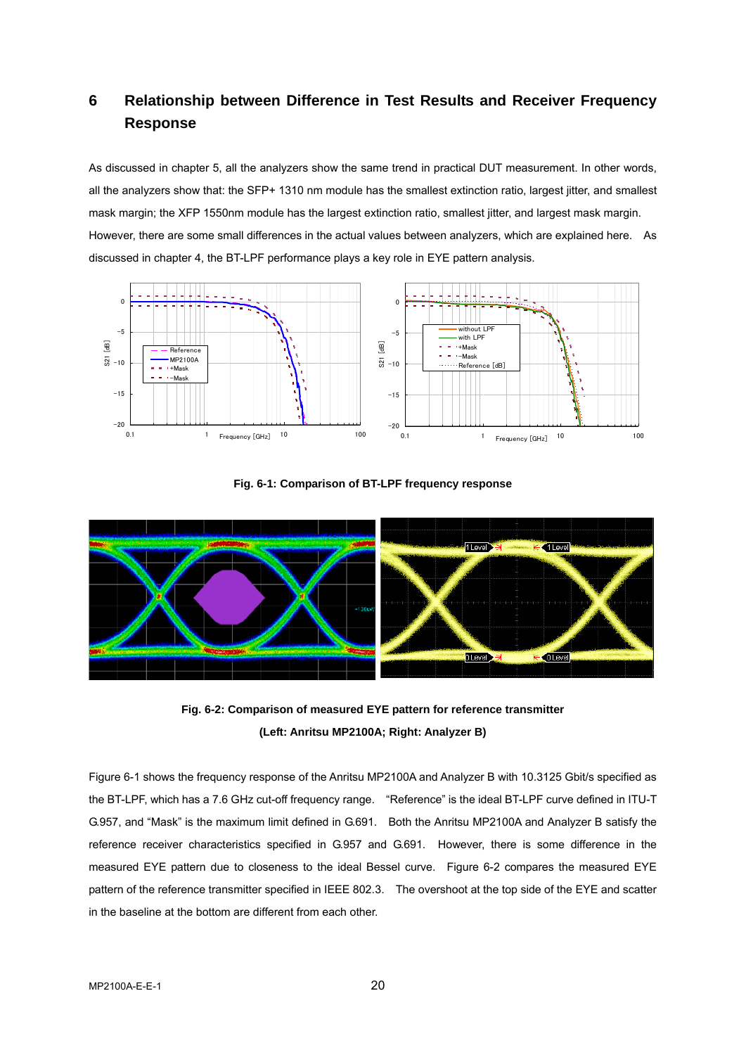# 6 Relationship between Difference in Test Results and Receiver Frequency Response

As discussed in chapter 5, all the analyzers show the same trend in practical DUT measurement. In other words, all the analyzers show that: the SFP+ 1310 nm module has the smallest extinction ratio, largest jitter, and smallest mask margin; the XFP 1550nm module has the largest extinction ratio, smallest jitter, and largest mask margin. However, there are some small differences in the actual values between analyzers, which are explained here. As discussed in chapter 4, the BT-LPF performance plays a key role in EYE pattern analysis.

0
−5
−10
−15
−20
S21 [dB]
0.1
1
10
100
Frequency [GHz]
Reference
MP2100A
+Mask
−Mask

0
−5
−10
−15
−20
S21 [dB]
0.1
1
10
100
Frequency [GHz]
without LPF
with LPF
+Mask
−Mask
Reference [dB]

**Fig. 6-1: Comparison of BT-LPF frequency response**

1 Level
1 Level
0 Level
0 Level

**Fig. 6-2: Comparison of measured EYE pattern for reference transmitter**
**(Left: Anritsu MP2100A; Right: Analyzer B)**

Figure 6-1 shows the frequency response of the Anritsu MP2100A and Analyzer B with 10.3125 Gbit/s specified as the BT-LPF, which has a 7.6 GHz cut-off frequency range. "Reference" is the ideal BT-LPF curve defined in ITU-T G.957, and "Mask" is the maximum limit defined in G.691. Both the Anritsu MP2100A and Analyzer B satisfy the reference receiver characteristics specified in G.957 and G.691. However, there is some difference in the measured EYE pattern due to closeness to the ideal Bessel curve. Figure 6-2 compares the measured EYE pattern of the reference transmitter specified in IEEE 802.3. The overshoot at the top side of the EYE and scatter in the baseline at the bottom are different from each other.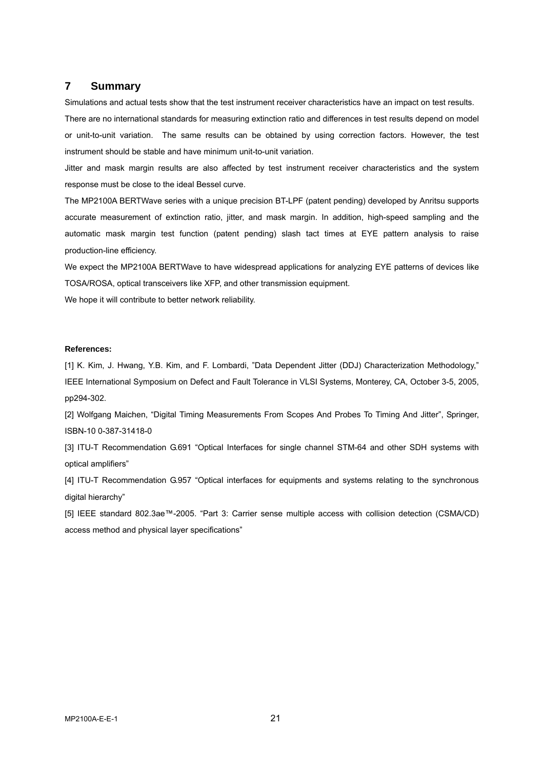## 7 Summary

Simulations and actual tests show that the test instrument receiver characteristics have an impact on test results.

There are no international standards for measuring extinction ratio and differences in test results depend on model or unit-to-unit variation. The same results can be obtained by using correction factors. However, the test instrument should be stable and have minimum unit-to-unit variation.

Jitter and mask margin results are also affected by test instrument receiver characteristics and the system response must be close to the ideal Bessel curve.

The MP2100A BERTWave series with a unique precision BT-LPF (patent pending) developed by Anritsu supports accurate measurement of extinction ratio, jitter, and mask margin. In addition, high-speed sampling and the automatic mask margin test function (patent pending) slash tact times at EYE pattern analysis to raise production-line efficiency.

We expect the MP2100A BERTWave to have widespread applications for analyzing EYE patterns of devices like TOSA/ROSA, optical transceivers like XFP, and other transmission equipment.

We hope it will contribute to better network reliability.

**References:**

[1] K. Kim, J. Hwang, Y.B. Kim, and F. Lombardi, "Data Dependent Jitter (DDJ) Characterization Methodology," IEEE International Symposium on Defect and Fault Tolerance in VLSI Systems, Monterey, CA, October 3-5, 2005, pp294-302.

[2] Wolfgang Maichen, "Digital Timing Measurements From Scopes And Probes To Timing And Jitter", Springer, ISBN-10 0-387-31418-0

[3] ITU-T Recommendation G.691 "Optical Interfaces for single channel STM-64 and other SDH systems with optical amplifiers"

[4] ITU-T Recommendation G.957 "Optical interfaces for equipments and systems relating to the synchronous digital hierarchy"

[5] IEEE standard 802.3ae™-2005. "Part 3: Carrier sense multiple access with collision detection (CSMA/CD) access method and physical layer specifications"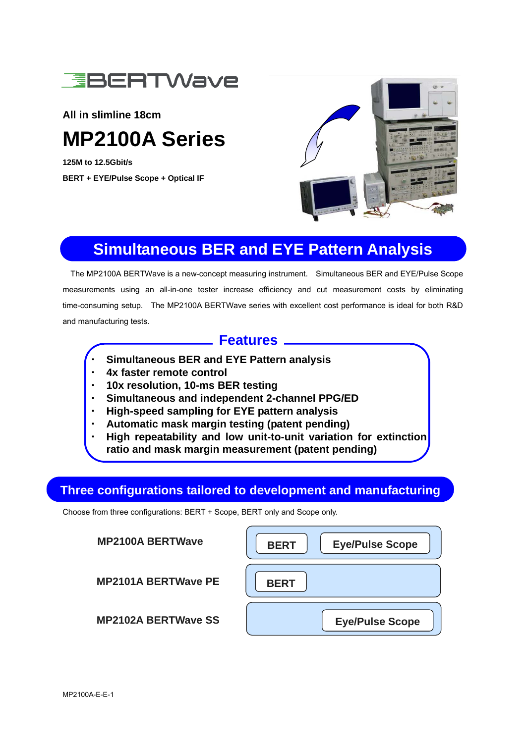BERTWave

All in slimline 18cm

# MP2100A Series

**125M to 12.5Gbit/s**

**BERT + EYE/Pulse Scope + Optical IF**

## Simultaneous BER and EYE Pattern Analysis

The MP2100A BERTWave is a new-concept measuring instrument. Simultaneous BER and EYE/Pulse Scope measurements using an all-in-one tester increase efficiency and cut measurement costs by eliminating time-consuming setup. The MP2100A BERTWave series with excellent cost performance is ideal for both R&D and manufacturing tests.

### Features

- **Simultaneous BER and EYE Pattern analysis**
- **4x faster remote control**
- **10x resolution, 10-ms BER testing**
- **Simultaneous and independent 2-channel PPG/ED**
- **High-speed sampling for EYE pattern analysis**
- **Automatic mask margin testing (patent pending)**
- **High repeatability and low unit-to-unit variation for extinction ratio and mask margin measurement (patent pending)**

## Three configurations tailored to development and manufacturing

Choose from three configurations: BERT + Scope, BERT only and Scope only.

| | | |
|---|---|---|
| **MP2100A BERTWave** | BERT | Eye/Pulse Scope |
| **MP2101A BERTWave PE** | BERT | |
| **MP2102A BERTWave SS** | | Eye/Pulse Scope |

MP2100A-E-E-1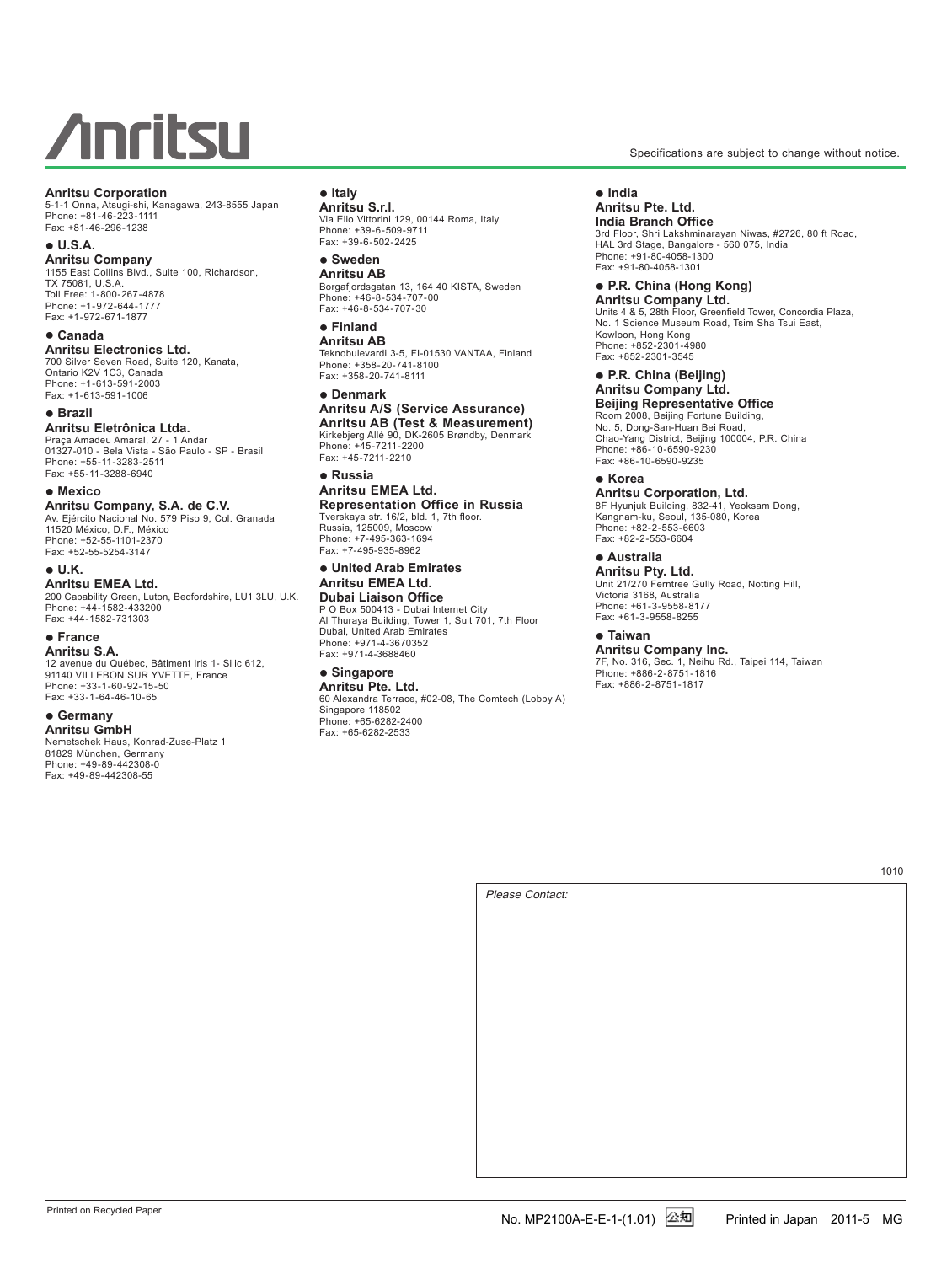# Anritsu

Specifications are subject to change without notice.

**Anritsu Corporation**
5-1-1 Onna, Atsugi-shi, Kanagawa, 243-8555 Japan
Phone: +81-46-223-1111
Fax: +81-46-296-1238

**• U.S.A.**
**Anritsu Company**
1155 East Collins Blvd., Suite 100, Richardson, TX 75081, U.S.A.
Toll Free: 1-800-267-4878
Phone: +1-972-644-1777
Fax: +1-972-671-1877

**• Canada**
**Anritsu Electronics Ltd.**
700 Silver Seven Road, Suite 120, Kanata, Ontario K2V 1C3, Canada
Phone: +1-613-591-2003
Fax: +1-613-591-1006

**• Brazil**
**Anritsu Eletrônica Ltda.**
Praça Amadeu Amaral, 27 - 1 Andar
01327-010 - Bela Vista - São Paulo - SP - Brasil
Phone: +55-11-3283-2511
Fax: +55-11-3288-6940

**• Mexico**
**Anritsu Company, S.A. de C.V.**
Av. Ejército Nacional No. 579 Piso 9, Col. Granada
11520 México, D.F., México
Phone: +52-55-1101-2370
Fax: +52-55-5254-3147

**• U.K.**
**Anritsu EMEA Ltd.**
200 Capability Green, Luton, Bedfordshire, LU1 3LU, U.K.
Phone: +44-1582-433200
Fax: +44-1582-731303

**• France**
**Anritsu S.A.**
12 avenue du Québec, Bâtiment Iris 1- Silic 612, 91140 VILLEBON SUR YVETTE, France
Phone: +33-1-60-92-15-50
Fax: +33-1-64-46-10-65

**• Germany**
**Anritsu GmbH**
Nemetschek Haus, Konrad-Zuse-Platz 1
81829 München, Germany
Phone: +49-89-442308-0
Fax: +49-89-442308-55

**• Italy**
**Anritsu S.r.l.**
Via Elio Vittorini 129, 00144 Roma, Italy
Phone: +39-6-509-9711
Fax: +39-6-502-2425

**• Sweden**
**Anritsu AB**
Borgafjordsgatan 13, 164 40 KISTA, Sweden
Phone: +46-8-534-707-00
Fax: +46-8-534-707-30

**• Finland**
**Anritsu AB**
Teknobulevardi 3-5, FI-01530 VANTAA, Finland
Phone: +358-20-741-8100
Fax: +358-20-741-8111

**• Denmark**
**Anritsu A/S (Service Assurance)**
**Anritsu AB (Test & Measurement)**
Kirkebjerg Allé 90, DK-2605 Brøndby, Denmark
Phone: +45-7211-2200
Fax: +45-7211-2210

**• Russia**
**Anritsu EMEA Ltd.**
**Representation Office in Russia**
Tverskaya str. 16/2, bld. 1, 7th floor.
Russia, 125009, Moscow
Phone: +7-495-363-1694
Fax: +7-495-935-8962

**• United Arab Emirates**
**Anritsu EMEA Ltd.**
**Dubai Liaison Office**
P O Box 500413 - Dubai Internet City
Al Thuraya Building, Tower 1, Suit 701, 7th Floor
Dubai, United Arab Emirates
Phone: +971-4-3670352
Fax: +971-4-3688460

**• Singapore**
**Anritsu Pte. Ltd.**
60 Alexandra Terrace, #02-08, The Comtech (Lobby A)
Singapore 118502
Phone: +65-6282-2400
Fax: +65-6282-2533

**• India**
**Anritsu Pte. Ltd.**
**India Branch Office**
3rd Floor, Shri Lakshminarayan Niwas, #2726, 80 ft Road, HAL 3rd Stage, Bangalore - 560 075, India
Phone: +91-80-4058-1300
Fax: +91-80-4058-1301

**• P.R. China (Hong Kong)**
**Anritsu Company Ltd.**
Units 4 & 5, 28th Floor, Greenfield Tower, Concordia Plaza, No. 1 Science Museum Road, Tsim Sha Tsui East, Kowloon, Hong Kong
Phone: +852-2301-4980
Fax: +852-2301-3545

**• P.R. China (Beijing)**
**Anritsu Company Ltd.**
**Beijing Representative Office**
Room 2008, Beijing Fortune Building,
No. 5, Dong-San-Huan Bei Road,
Chao-Yang District, Beijing 100004, P.R. China
Phone: +86-10-6590-9230
Fax: +86-10-6590-9235

**• Korea**
**Anritsu Corporation, Ltd.**
8F Hyunjuk Building, 832-41, Yeoksam Dong, Kangnam-ku, Seoul, 135-080, Korea
Phone: +82-2-553-6603
Fax: +82-2-553-6604

**• Australia**
**Anritsu Pty. Ltd.**
Unit 21/270 Ferntree Gully Road, Notting Hill, Victoria 3168, Australia
Phone: +61-3-9558-8177
Fax: +61-3-9558-8255

**• Taiwan**
**Anritsu Company Inc.**
7F, No. 316, Sec. 1, Neihu Rd., Taipei 114, Taiwan
Phone: +886-2-8751-1816
Fax: +886-2-8751-1817

1010

*Please Contact:*

Printed on Recycled Paper

No. MP2100A-E-E-1-(1.01) 公知 Printed in Japan 2011-5 MG